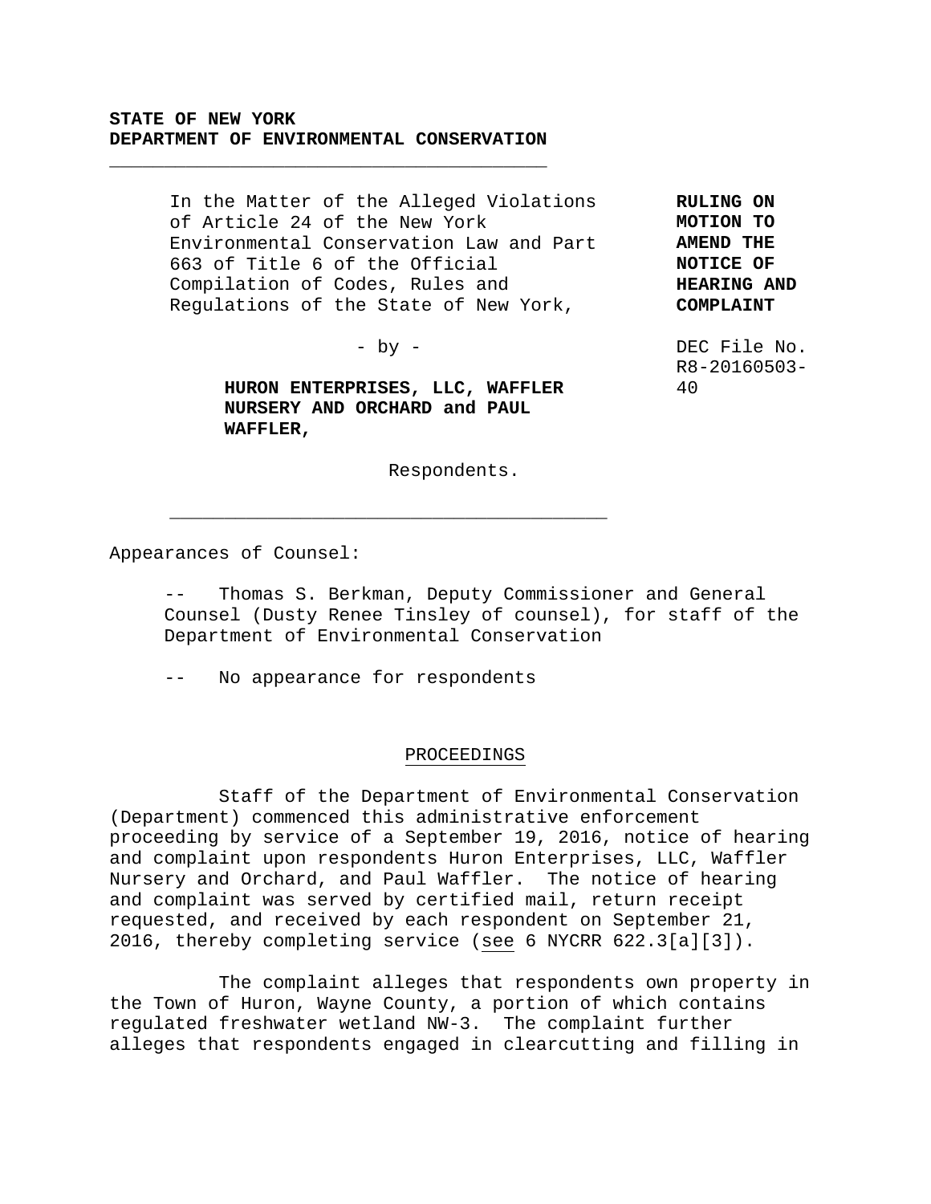**STATE OF NEW YORK**
**DEPARTMENT OF ENVIRONMENTAL CONSERVATION**

---

In the Matter of the Alleged Violations of Article 24 of the New York Environmental Conservation Law and Part 663 of Title 6 of the Official Compilation of Codes, Rules and Regulations of the State of New York,

- by -

**HURON ENTERPRISES, LLC, WAFFLER NURSERY AND ORCHARD and PAUL WAFFLER,**

Respondents.

**RULING ON MOTION TO AMEND THE NOTICE OF HEARING AND COMPLAINT**

DEC File No. R8-20160503-40

---

Appearances of Counsel:

-- Thomas S. Berkman, Deputy Commissioner and General Counsel (Dusty Renee Tinsley of counsel), for staff of the Department of Environmental Conservation

-- No appearance for respondents

## PROCEEDINGS

Staff of the Department of Environmental Conservation (Department) commenced this administrative enforcement proceeding by service of a September 19, 2016, notice of hearing and complaint upon respondents Huron Enterprises, LLC, Waffler Nursery and Orchard, and Paul Waffler. The notice of hearing and complaint was served by certified mail, return receipt requested, and received by each respondent on September 21, 2016, thereby completing service (see 6 NYCRR 622.3[a][3]).

The complaint alleges that respondents own property in the Town of Huron, Wayne County, a portion of which contains regulated freshwater wetland NW-3. The complaint further alleges that respondents engaged in clearcutting and filling in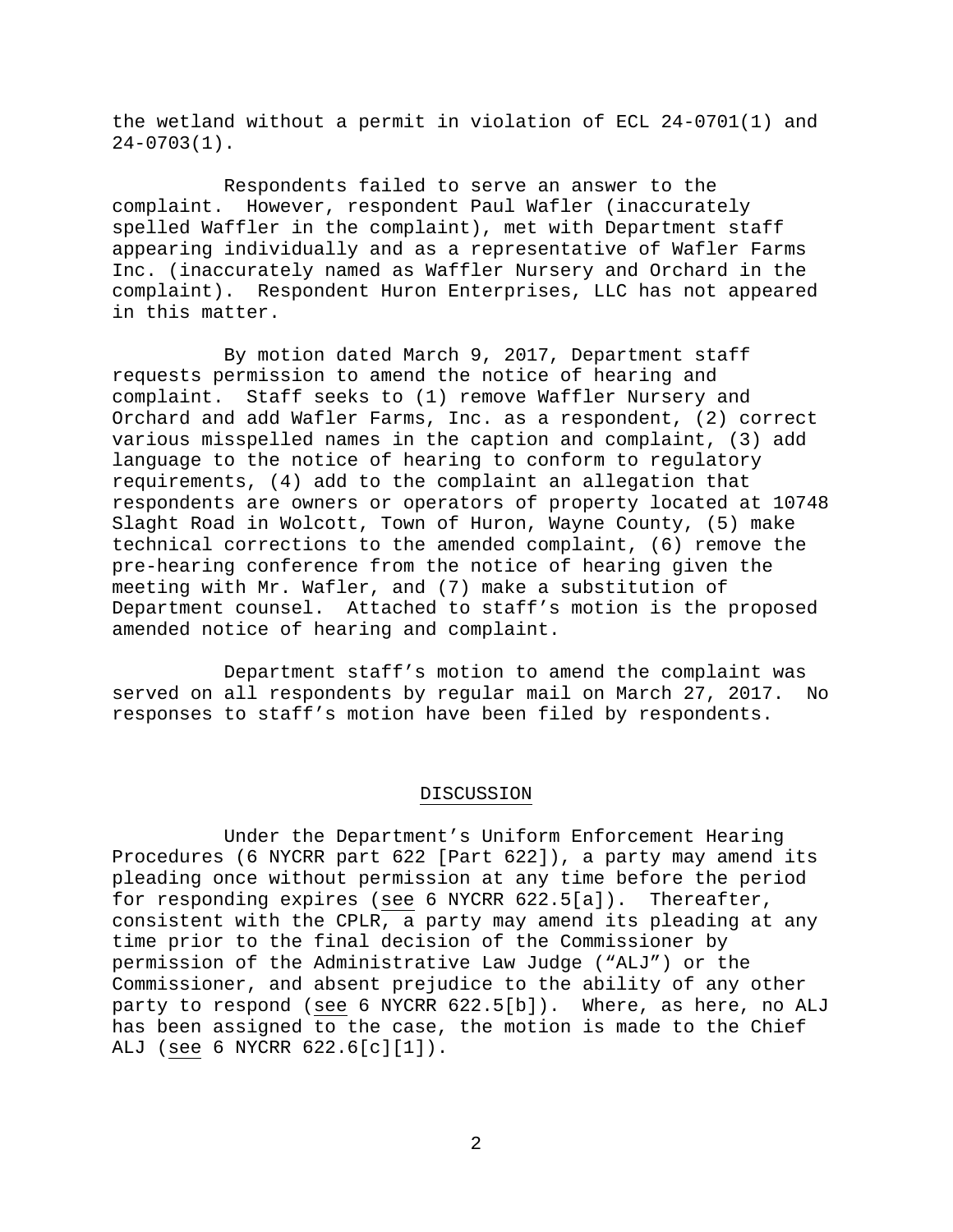the wetland without a permit in violation of ECL 24-0701(1) and 24-0703(1).

Respondents failed to serve an answer to the complaint. However, respondent Paul Wafler (inaccurately spelled Waffler in the complaint), met with Department staff appearing individually and as a representative of Wafler Farms Inc. (inaccurately named as Waffler Nursery and Orchard in the complaint). Respondent Huron Enterprises, LLC has not appeared in this matter.

By motion dated March 9, 2017, Department staff requests permission to amend the notice of hearing and complaint. Staff seeks to (1) remove Waffler Nursery and Orchard and add Wafler Farms, Inc. as a respondent, (2) correct various misspelled names in the caption and complaint, (3) add language to the notice of hearing to conform to regulatory requirements, (4) add to the complaint an allegation that respondents are owners or operators of property located at 10748 Slaght Road in Wolcott, Town of Huron, Wayne County, (5) make technical corrections to the amended complaint, (6) remove the pre-hearing conference from the notice of hearing given the meeting with Mr. Wafler, and (7) make a substitution of Department counsel. Attached to staff's motion is the proposed amended notice of hearing and complaint.

Department staff's motion to amend the complaint was served on all respondents by regular mail on March 27, 2017. No responses to staff's motion have been filed by respondents.

## DISCUSSION

Under the Department's Uniform Enforcement Hearing Procedures (6 NYCRR part 622 [Part 622]), a party may amend its pleading once without permission at any time before the period for responding expires (see 6 NYCRR 622.5[a]). Thereafter, consistent with the CPLR, a party may amend its pleading at any time prior to the final decision of the Commissioner by permission of the Administrative Law Judge ("ALJ") or the Commissioner, and absent prejudice to the ability of any other party to respond (see 6 NYCRR 622.5[b]). Where, as here, no ALJ has been assigned to the case, the motion is made to the Chief ALJ (see 6 NYCRR 622.6[c][1]).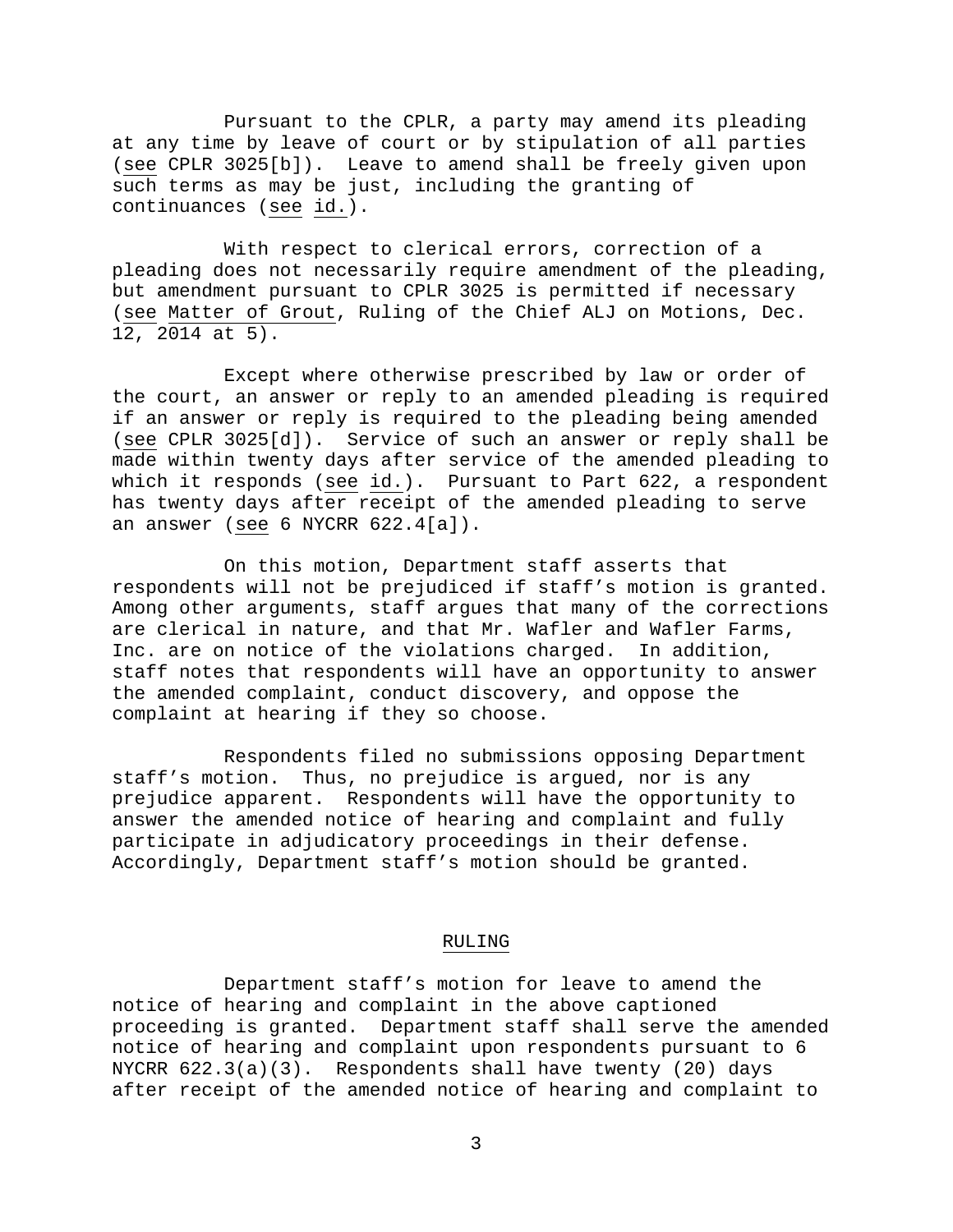Pursuant to the CPLR, a party may amend its pleading at any time by leave of court or by stipulation of all parties (see CPLR 3025[b]). Leave to amend shall be freely given upon such terms as may be just, including the granting of continuances (see id.).

With respect to clerical errors, correction of a pleading does not necessarily require amendment of the pleading, but amendment pursuant to CPLR 3025 is permitted if necessary (see Matter of Grout, Ruling of the Chief ALJ on Motions, Dec. 12, 2014 at 5).

Except where otherwise prescribed by law or order of the court, an answer or reply to an amended pleading is required if an answer or reply is required to the pleading being amended (see CPLR 3025[d]). Service of such an answer or reply shall be made within twenty days after service of the amended pleading to which it responds (see id.). Pursuant to Part 622, a respondent has twenty days after receipt of the amended pleading to serve an answer (see 6 NYCRR 622.4[a]).

On this motion, Department staff asserts that respondents will not be prejudiced if staff's motion is granted. Among other arguments, staff argues that many of the corrections are clerical in nature, and that Mr. Wafler and Wafler Farms, Inc. are on notice of the violations charged. In addition, staff notes that respondents will have an opportunity to answer the amended complaint, conduct discovery, and oppose the complaint at hearing if they so choose.

Respondents filed no submissions opposing Department staff's motion. Thus, no prejudice is argued, nor is any prejudice apparent. Respondents will have the opportunity to answer the amended notice of hearing and complaint and fully participate in adjudicatory proceedings in their defense. Accordingly, Department staff's motion should be granted.

## RULING

Department staff's motion for leave to amend the notice of hearing and complaint in the above captioned proceeding is granted. Department staff shall serve the amended notice of hearing and complaint upon respondents pursuant to 6 NYCRR 622.3(a)(3). Respondents shall have twenty (20) days after receipt of the amended notice of hearing and complaint to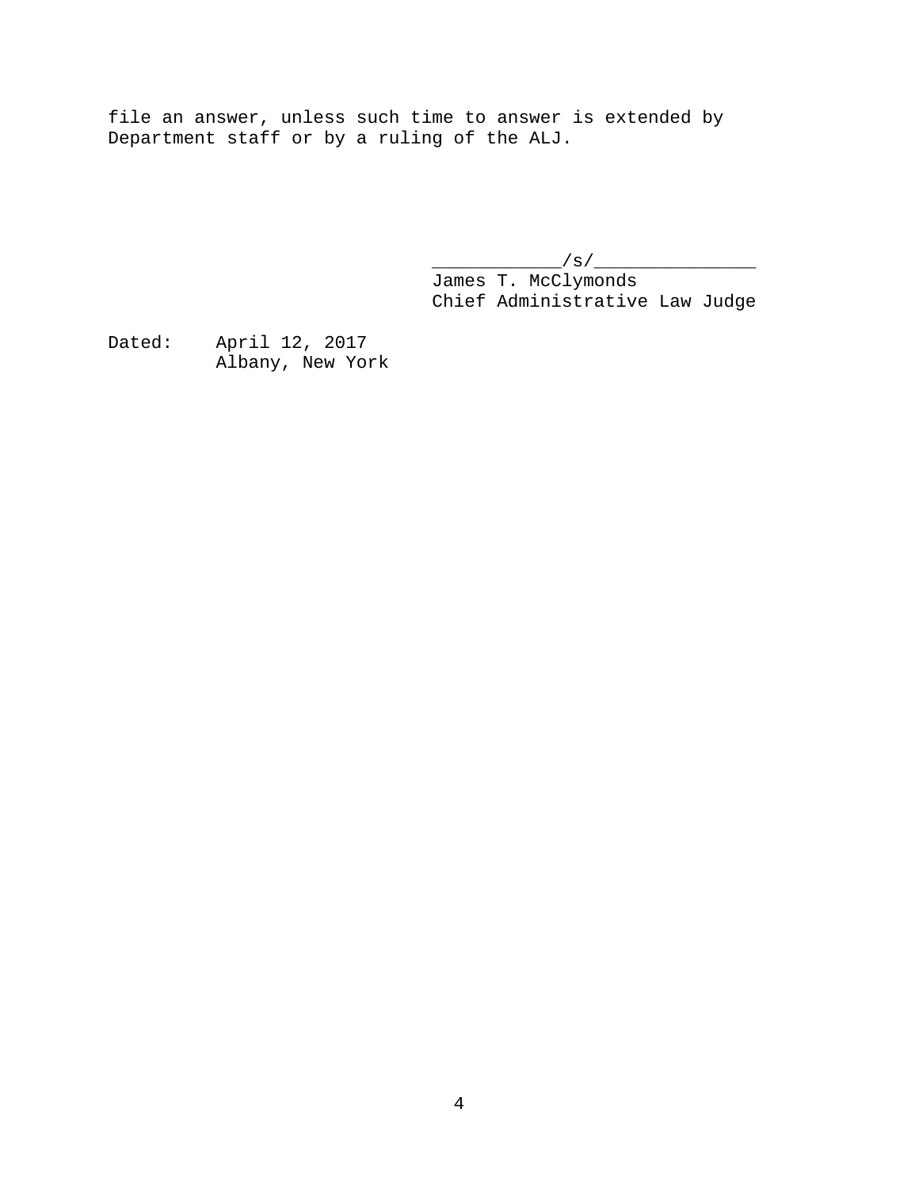file an answer, unless such time to answer is extended by Department staff or by a ruling of the ALJ.

____________/s/_______________
James T. McClymonds
Chief Administrative Law Judge

Dated: April 12, 2017
Albany, New York